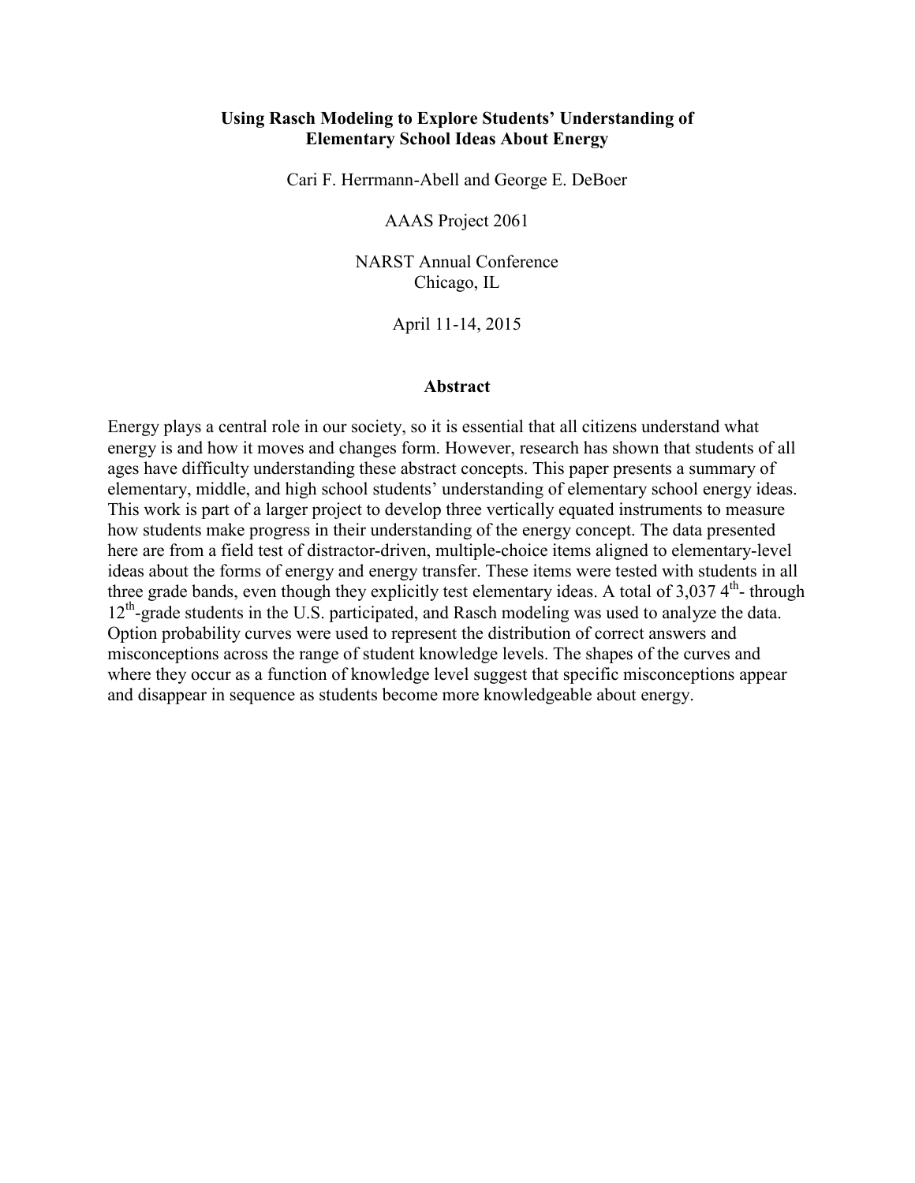# Using Rasch Modeling to Explore Students' Understanding of Elementary School Ideas About Energy

Cari F. Herrmann-Abell and George E. DeBoer

AAAS Project 2061

NARST Annual Conference
Chicago, IL

April 11-14, 2015

## Abstract

Energy plays a central role in our society, so it is essential that all citizens understand what energy is and how it moves and changes form. However, research has shown that students of all ages have difficulty understanding these abstract concepts. This paper presents a summary of elementary, middle, and high school students' understanding of elementary school energy ideas. This work is part of a larger project to develop three vertically equated instruments to measure how students make progress in their understanding of the energy concept. The data presented here are from a field test of distractor-driven, multiple-choice items aligned to elementary-level ideas about the forms of energy and energy transfer. These items were tested with students in all three grade bands, even though they explicitly test elementary ideas. A total of 3,037 4th- through 12th-grade students in the U.S. participated, and Rasch modeling was used to analyze the data. Option probability curves were used to represent the distribution of correct answers and misconceptions across the range of student knowledge levels. The shapes of the curves and where they occur as a function of knowledge level suggest that specific misconceptions appear and disappear in sequence as students become more knowledgeable about energy.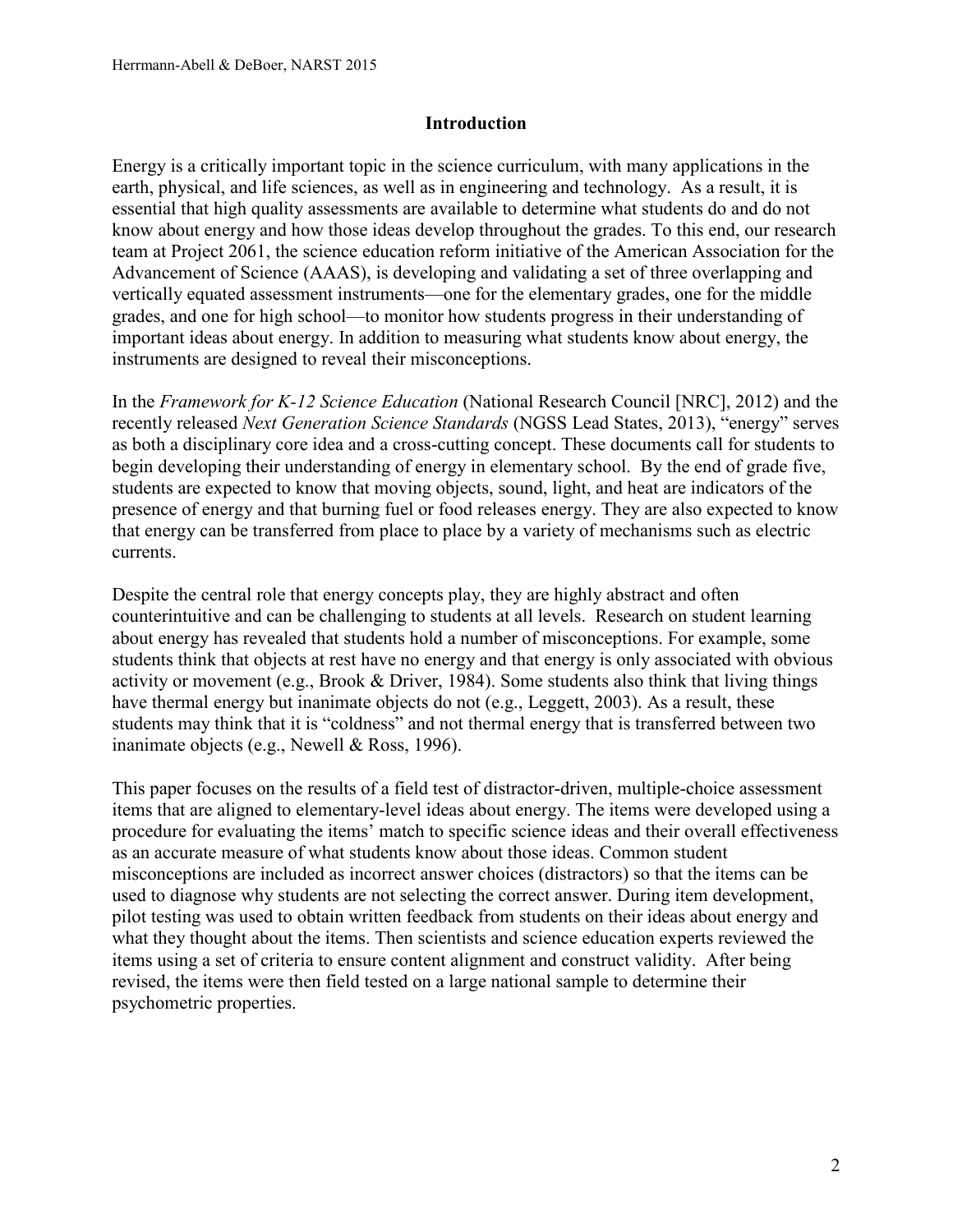## Introduction

Energy is a critically important topic in the science curriculum, with many applications in the earth, physical, and life sciences, as well as in engineering and technology. As a result, it is essential that high quality assessments are available to determine what students do and do not know about energy and how those ideas develop throughout the grades. To this end, our research team at Project 2061, the science education reform initiative of the American Association for the Advancement of Science (AAAS), is developing and validating a set of three overlapping and vertically equated assessment instruments—one for the elementary grades, one for the middle grades, and one for high school—to monitor how students progress in their understanding of important ideas about energy. In addition to measuring what students know about energy, the instruments are designed to reveal their misconceptions.

In the *Framework for K-12 Science Education* (National Research Council [NRC], 2012) and the recently released *Next Generation Science Standards* (NGSS Lead States, 2013), "energy" serves as both a disciplinary core idea and a cross-cutting concept. These documents call for students to begin developing their understanding of energy in elementary school. By the end of grade five, students are expected to know that moving objects, sound, light, and heat are indicators of the presence of energy and that burning fuel or food releases energy. They are also expected to know that energy can be transferred from place to place by a variety of mechanisms such as electric currents.

Despite the central role that energy concepts play, they are highly abstract and often counterintuitive and can be challenging to students at all levels. Research on student learning about energy has revealed that students hold a number of misconceptions. For example, some students think that objects at rest have no energy and that energy is only associated with obvious activity or movement (e.g., Brook & Driver, 1984). Some students also think that living things have thermal energy but inanimate objects do not (e.g., Leggett, 2003). As a result, these students may think that it is "coldness" and not thermal energy that is transferred between two inanimate objects (e.g., Newell & Ross, 1996).

This paper focuses on the results of a field test of distractor-driven, multiple-choice assessment items that are aligned to elementary-level ideas about energy. The items were developed using a procedure for evaluating the items' match to specific science ideas and their overall effectiveness as an accurate measure of what students know about those ideas. Common student misconceptions are included as incorrect answer choices (distractors) so that the items can be used to diagnose why students are not selecting the correct answer. During item development, pilot testing was used to obtain written feedback from students on their ideas about energy and what they thought about the items. Then scientists and science education experts reviewed the items using a set of criteria to ensure content alignment and construct validity. After being revised, the items were then field tested on a large national sample to determine their psychometric properties.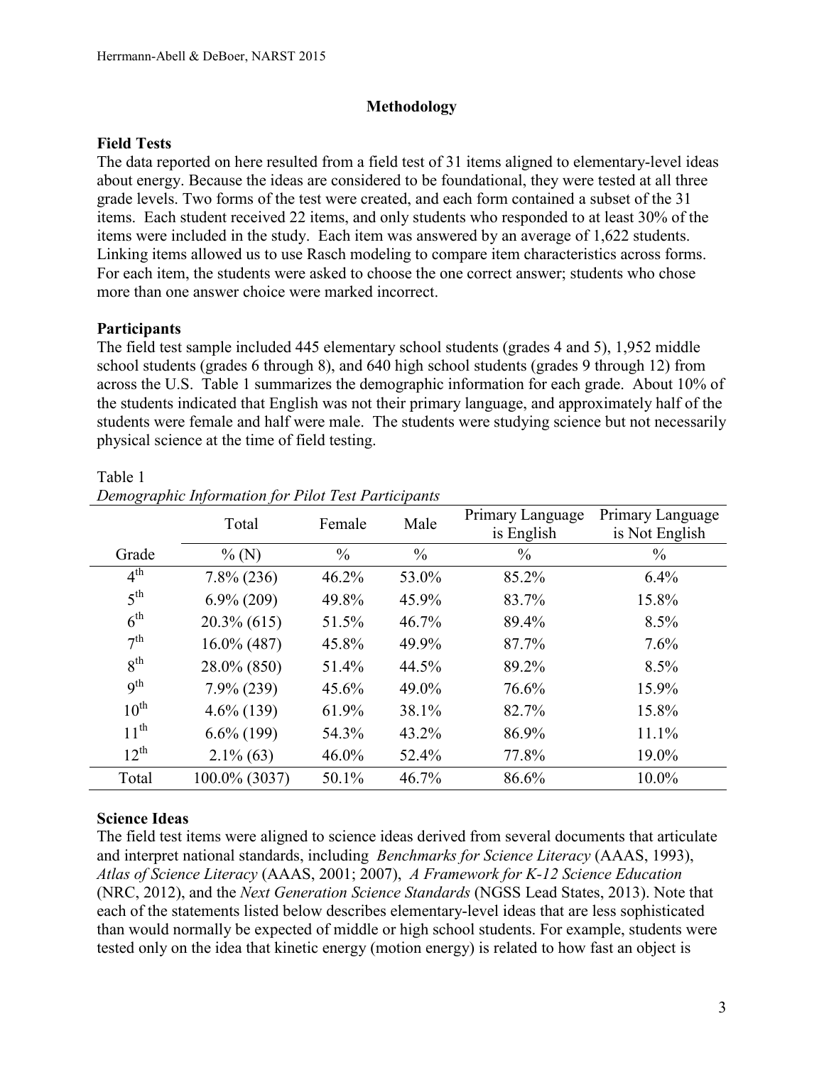## Methodology

### Field Tests

The data reported on here resulted from a field test of 31 items aligned to elementary-level ideas about energy. Because the ideas are considered to be foundational, they were tested at all three grade levels. Two forms of the test were created, and each form contained a subset of the 31 items. Each student received 22 items, and only students who responded to at least 30% of the items were included in the study. Each item was answered by an average of 1,622 students. Linking items allowed us to use Rasch modeling to compare item characteristics across forms. For each item, the students were asked to choose the one correct answer; students who chose more than one answer choice were marked incorrect.

### Participants

The field test sample included 445 elementary school students (grades 4 and 5), 1,952 middle school students (grades 6 through 8), and 640 high school students (grades 9 through 12) from across the U.S. Table 1 summarizes the demographic information for each grade. About 10% of the students indicated that English was not their primary language, and approximately half of the students were female and half were male. The students were studying science but not necessarily physical science at the time of field testing.

Table 1
*Demographic Information for Pilot Test Participants*

| | Total | Female | Male | Primary Language is English | Primary Language is Not English |
|---|---|---|---|---|---|
| Grade | % (N) | % | % | % | % |
| 4th | 7.8% (236) | 46.2% | 53.0% | 85.2% | 6.4% |
| 5th | 6.9% (209) | 49.8% | 45.9% | 83.7% | 15.8% |
| 6th | 20.3% (615) | 51.5% | 46.7% | 89.4% | 8.5% |
| 7th | 16.0% (487) | 45.8% | 49.9% | 87.7% | 7.6% |
| 8th | 28.0% (850) | 51.4% | 44.5% | 89.2% | 8.5% |
| 9th | 7.9% (239) | 45.6% | 49.0% | 76.6% | 15.9% |
| 10th | 4.6% (139) | 61.9% | 38.1% | 82.7% | 15.8% |
| 11th | 6.6% (199) | 54.3% | 43.2% | 86.9% | 11.1% |
| 12th | 2.1% (63) | 46.0% | 52.4% | 77.8% | 19.0% |
| Total | 100.0% (3037) | 50.1% | 46.7% | 86.6% | 10.0% |

### Science Ideas

The field test items were aligned to science ideas derived from several documents that articulate and interpret national standards, including *Benchmarks for Science Literacy* (AAAS, 1993), *Atlas of Science Literacy* (AAAS, 2001; 2007), *A Framework for K-12 Science Education* (NRC, 2012), and the *Next Generation Science Standards* (NGSS Lead States, 2013). Note that each of the statements listed below describes elementary-level ideas that are less sophisticated than would normally be expected of middle or high school students. For example, students were tested only on the idea that kinetic energy (motion energy) is related to how fast an object is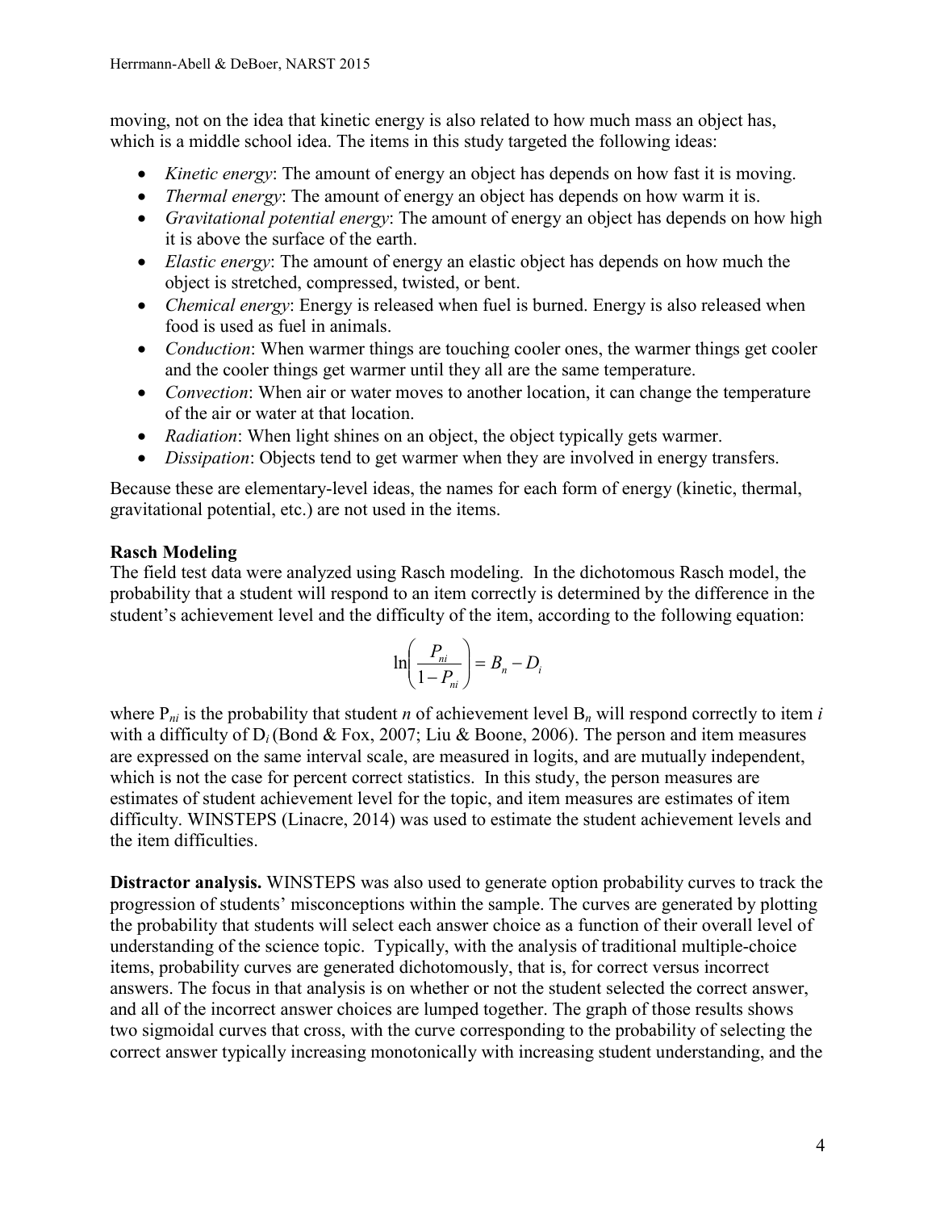moving, not on the idea that kinetic energy is also related to how much mass an object has, which is a middle school idea. The items in this study targeted the following ideas:

- *Kinetic energy*: The amount of energy an object has depends on how fast it is moving.
- *Thermal energy*: The amount of energy an object has depends on how warm it is.
- *Gravitational potential energy*: The amount of energy an object has depends on how high it is above the surface of the earth.
- *Elastic energy*: The amount of energy an elastic object has depends on how much the object is stretched, compressed, twisted, or bent.
- *Chemical energy*: Energy is released when fuel is burned. Energy is also released when food is used as fuel in animals.
- *Conduction*: When warmer things are touching cooler ones, the warmer things get cooler and the cooler things get warmer until they all are the same temperature.
- *Convection*: When air or water moves to another location, it can change the temperature of the air or water at that location.
- *Radiation*: When light shines on an object, the object typically gets warmer.
- *Dissipation*: Objects tend to get warmer when they are involved in energy transfers.

Because these are elementary-level ideas, the names for each form of energy (kinetic, thermal, gravitational potential, etc.) are not used in the items.

**Rasch Modeling**

The field test data were analyzed using Rasch modeling. In the dichotomous Rasch model, the probability that a student will respond to an item correctly is determined by the difference in the student's achievement level and the difficulty of the item, according to the following equation:

$$\ln\left(\frac{P_{ni}}{1-P_{ni}}\right) = B_n - D_i$$

where $P_{ni}$ is the probability that student $n$ of achievement level $B_n$ will respond correctly to item $i$ with a difficulty of $D_i$ (Bond & Fox, 2007; Liu & Boone, 2006). The person and item measures are expressed on the same interval scale, are measured in logits, and are mutually independent, which is not the case for percent correct statistics. In this study, the person measures are estimates of student achievement level for the topic, and item measures are estimates of item difficulty. WINSTEPS (Linacre, 2014) was used to estimate the student achievement levels and the item difficulties.

**Distractor analysis.** WINSTEPS was also used to generate option probability curves to track the progression of students' misconceptions within the sample. The curves are generated by plotting the probability that students will select each answer choice as a function of their overall level of understanding of the science topic. Typically, with the analysis of traditional multiple-choice items, probability curves are generated dichotomously, that is, for correct versus incorrect answers. The focus in that analysis is on whether or not the student selected the correct answer, and all of the incorrect answer choices are lumped together. The graph of those results shows two sigmoidal curves that cross, with the curve corresponding to the probability of selecting the correct answer typically increasing monotonically with increasing student understanding, and the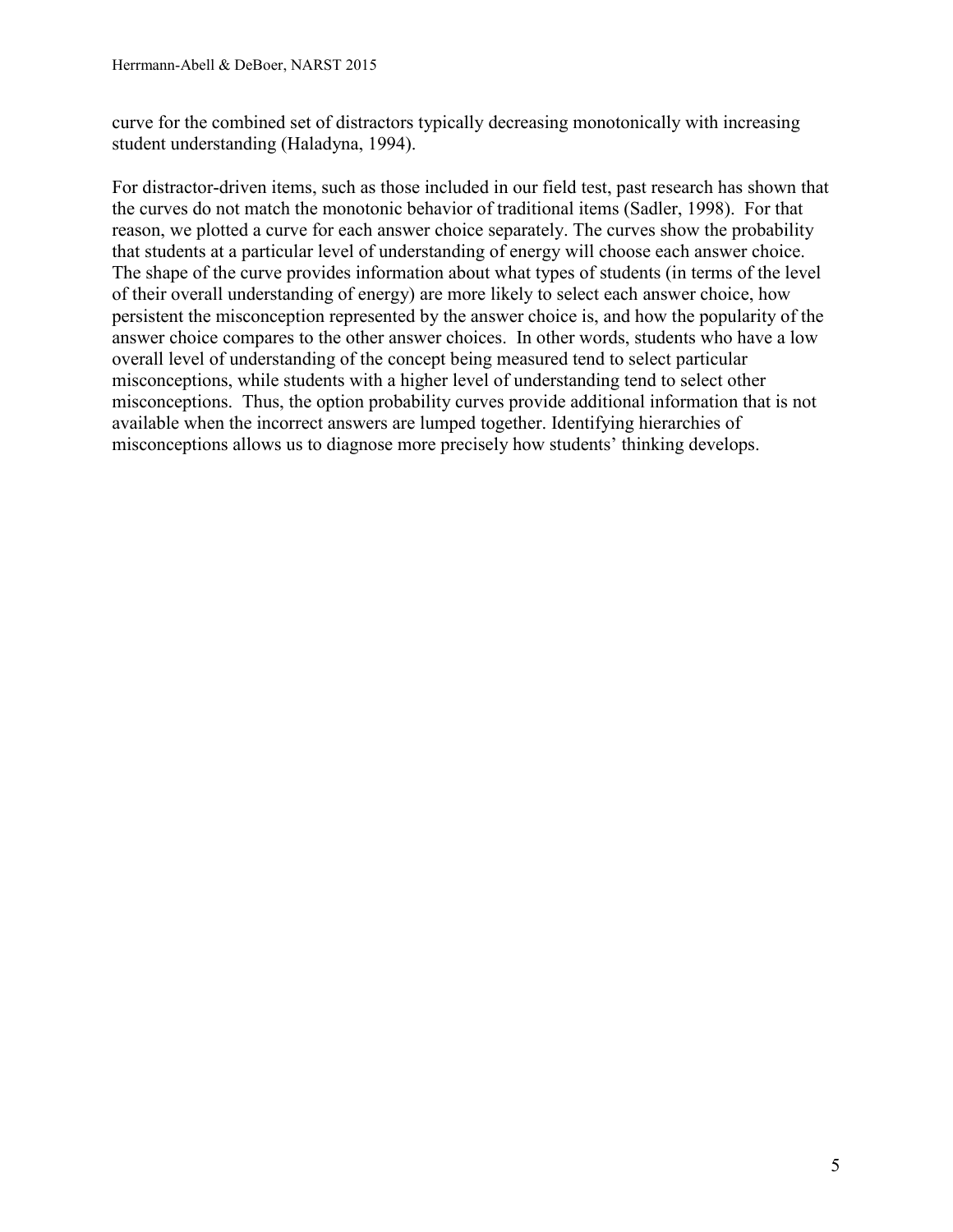curve for the combined set of distractors typically decreasing monotonically with increasing student understanding (Haladyna, 1994).

For distractor-driven items, such as those included in our field test, past research has shown that the curves do not match the monotonic behavior of traditional items (Sadler, 1998). For that reason, we plotted a curve for each answer choice separately. The curves show the probability that students at a particular level of understanding of energy will choose each answer choice. The shape of the curve provides information about what types of students (in terms of the level of their overall understanding of energy) are more likely to select each answer choice, how persistent the misconception represented by the answer choice is, and how the popularity of the answer choice compares to the other answer choices. In other words, students who have a low overall level of understanding of the concept being measured tend to select particular misconceptions, while students with a higher level of understanding tend to select other misconceptions. Thus, the option probability curves provide additional information that is not available when the incorrect answers are lumped together. Identifying hierarchies of misconceptions allows us to diagnose more precisely how students' thinking develops.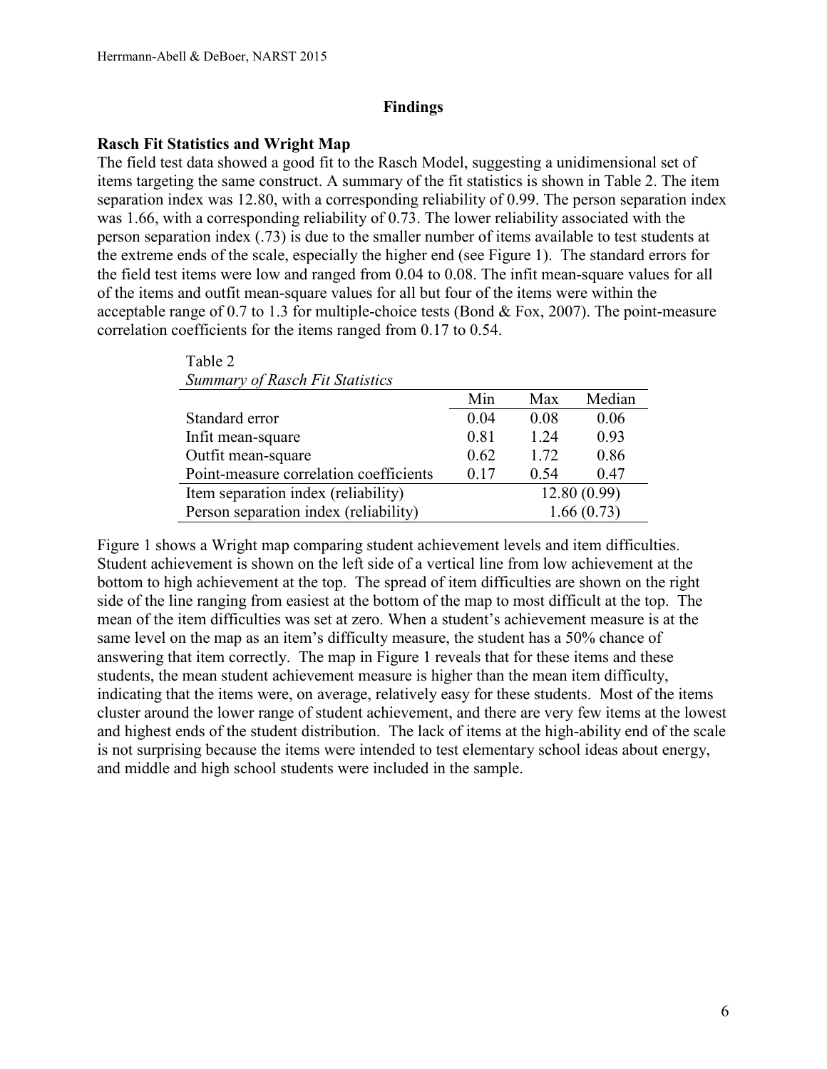## Findings

### Rasch Fit Statistics and Wright Map

The field test data showed a good fit to the Rasch Model, suggesting a unidimensional set of items targeting the same construct. A summary of the fit statistics is shown in Table 2. The item separation index was 12.80, with a corresponding reliability of 0.99. The person separation index was 1.66, with a corresponding reliability of 0.73. The lower reliability associated with the person separation index (.73) is due to the smaller number of items available to test students at the extreme ends of the scale, especially the higher end (see Figure 1). The standard errors for the field test items were low and ranged from 0.04 to 0.08. The infit mean-square values for all of the items and outfit mean-square values for all but four of the items were within the acceptable range of 0.7 to 1.3 for multiple-choice tests (Bond & Fox, 2007). The point-measure correlation coefficients for the items ranged from 0.17 to 0.54.

Table 2
*Summary of Rasch Fit Statistics*

| | Min | Max | Median |
|---|---|---|---|
| Standard error | 0.04 | 0.08 | 0.06 |
| Infit mean-square | 0.81 | 1.24 | 0.93 |
| Outfit mean-square | 0.62 | 1.72 | 0.86 |
| Point-measure correlation coefficients | 0.17 | 0.54 | 0.47 |
| Item separation index (reliability) | 12.80 (0.99) | | |
| Person separation index (reliability) | 1.66 (0.73) | | |

Figure 1 shows a Wright map comparing student achievement levels and item difficulties. Student achievement is shown on the left side of a vertical line from low achievement at the bottom to high achievement at the top. The spread of item difficulties are shown on the right side of the line ranging from easiest at the bottom of the map to most difficult at the top. The mean of the item difficulties was set at zero. When a student's achievement measure is at the same level on the map as an item's difficulty measure, the student has a 50% chance of answering that item correctly. The map in Figure 1 reveals that for these items and these students, the mean student achievement measure is higher than the mean item difficulty, indicating that the items were, on average, relatively easy for these students. Most of the items cluster around the lower range of student achievement, and there are very few items at the lowest and highest ends of the student distribution. The lack of items at the high-ability end of the scale is not surprising because the items were intended to test elementary school ideas about energy, and middle and high school students were included in the sample.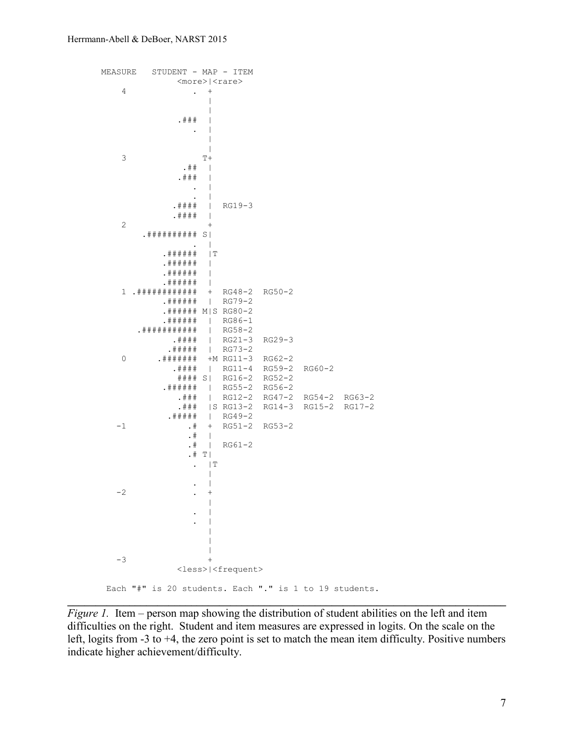```
MEASURE   STUDENT - MAP - ITEM
                <more>|<rare>
   4              .  +
                     |
                     |
               .###  |
                  .  |
                     |
                     |
   3                T+
                .##  |
               .###  |
                  .  |
                  .  |
              .####  |  RG19-3
              .####  |
   2                 +
       .########## S|
                  .  |
           .######   |T
           .######   |
           .######   |
           .######   |
   1 .############   +  RG48-2  RG50-2
           .######   |  RG79-2
           .###### M|S RG80-2
           .######   |  RG86-1
       .###########  |  RG58-2
              .####  |  RG21-3  RG29-3
             .#####  |  RG73-2
   0       .#######  +M RG11-3  RG62-2
              .####  |  RG11-4  RG59-2  RG60-2
               #### S|  RG16-2  RG52-2
           .######   |  RG55-2  RG56-2
               .###  |  RG12-2  RG47-2  RG54-2  RG63-2
               .###  |S RG13-2  RG14-3  RG15-2  RG17-2
             .#####  |  RG49-2
  -1             .#  +  RG51-2  RG53-2
                 .#  |
                 .#  |  RG61-2
                 .# T|
                  .  |T
                     |
                  .  |
  -2              .  +
                     |
                  .  |
                  .  |
                     |
                     |
                     |
  -3                 +
                <less>|<frequent>

Each "#" is 20 students. Each "." is 1 to 19 students.
```

*Figure 1.* Item – person map showing the distribution of student abilities on the left and item difficulties on the right. Student and item measures are expressed in logits. On the scale on the left, logits from -3 to +4, the zero point is set to match the mean item difficulty. Positive numbers indicate higher achievement/difficulty.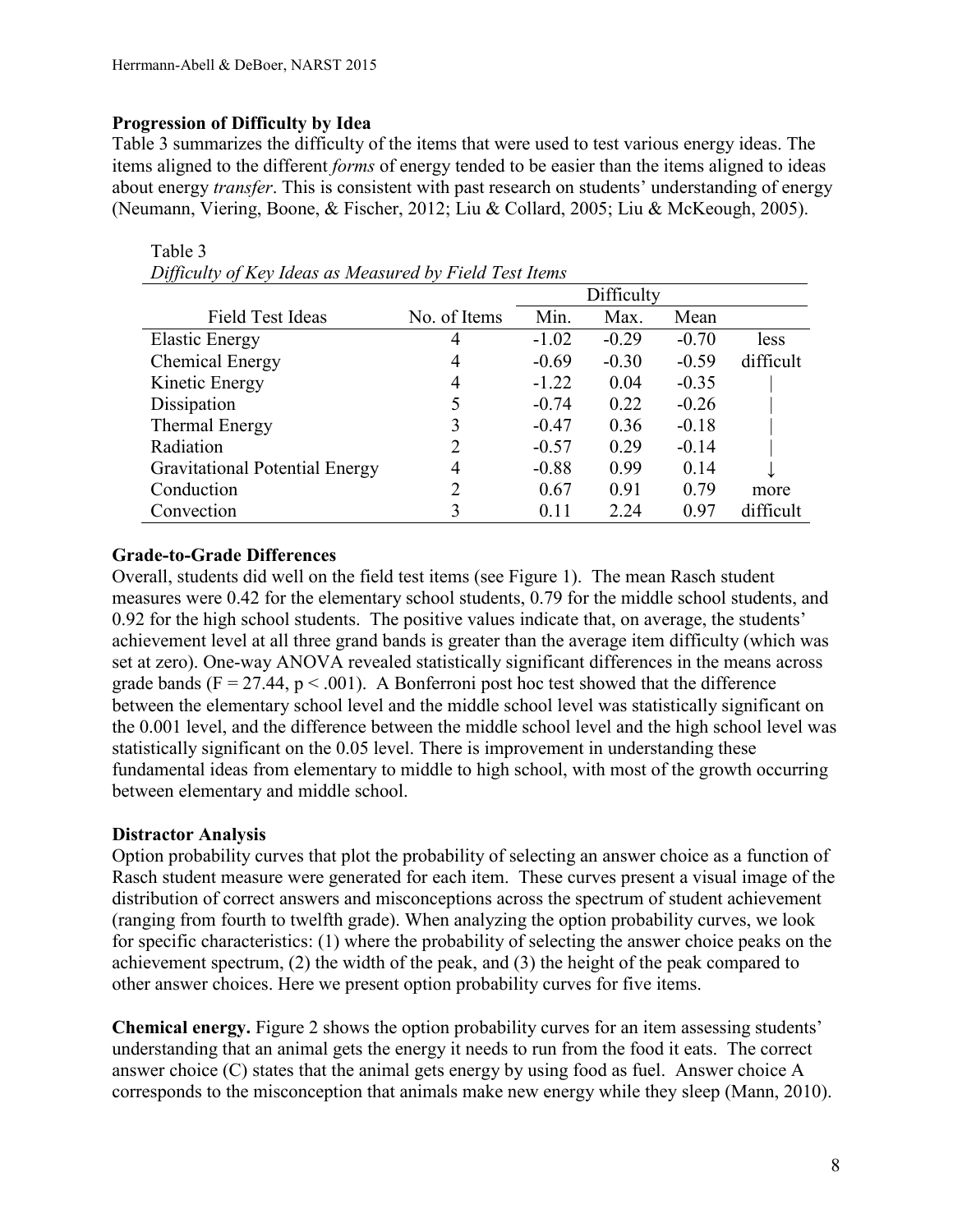**Progression of Difficulty by Idea**

Table 3 summarizes the difficulty of the items that were used to test various energy ideas. The items aligned to the different *forms* of energy tended to be easier than the items aligned to ideas about energy *transfer*. This is consistent with past research on students' understanding of energy (Neumann, Viering, Boone, & Fischer, 2012; Liu & Collard, 2005; Liu & McKeough, 2005).

Table 3
*Difficulty of Key Ideas as Measured by Field Test Items*

| | | Difficulty | | | |
|---|---|---|---|---|---|
| Field Test Ideas | No. of Items | Min. | Max. | Mean | |
| Elastic Energy | 4 | -1.02 | -0.29 | -0.70 | less |
| Chemical Energy | 4 | -0.69 | -0.30 | -0.59 | difficult |
| Kinetic Energy | 4 | -1.22 | 0.04 | -0.35 | \| |
| Dissipation | 5 | -0.74 | 0.22 | -0.26 | \| |
| Thermal Energy | 3 | -0.47 | 0.36 | -0.18 | \| |
| Radiation | 2 | -0.57 | 0.29 | -0.14 | \| |
| Gravitational Potential Energy | 4 | -0.88 | 0.99 | 0.14 | ↓ |
| Conduction | 2 | 0.67 | 0.91 | 0.79 | more |
| Convection | 3 | 0.11 | 2.24 | 0.97 | difficult |

**Grade-to-Grade Differences**

Overall, students did well on the field test items (see Figure 1). The mean Rasch student measures were 0.42 for the elementary school students, 0.79 for the middle school students, and 0.92 for the high school students. The positive values indicate that, on average, the students' achievement level at all three grand bands is greater than the average item difficulty (which was set at zero). One-way ANOVA revealed statistically significant differences in the means across grade bands ($F = 27.44$, $p < .001$). A Bonferroni post hoc test showed that the difference between the elementary school level and the middle school level was statistically significant on the 0.001 level, and the difference between the middle school level and the high school level was statistically significant on the 0.05 level. There is improvement in understanding these fundamental ideas from elementary to middle to high school, with most of the growth occurring between elementary and middle school.

**Distractor Analysis**

Option probability curves that plot the probability of selecting an answer choice as a function of Rasch student measure were generated for each item. These curves present a visual image of the distribution of correct answers and misconceptions across the spectrum of student achievement (ranging from fourth to twelfth grade). When analyzing the option probability curves, we look for specific characteristics: (1) where the probability of selecting the answer choice peaks on the achievement spectrum, (2) the width of the peak, and (3) the height of the peak compared to other answer choices. Here we present option probability curves for five items.

**Chemical energy.** Figure 2 shows the option probability curves for an item assessing students' understanding that an animal gets the energy it needs to run from the food it eats. The correct answer choice (C) states that the animal gets energy by using food as fuel. Answer choice A corresponds to the misconception that animals make new energy while they sleep (Mann, 2010).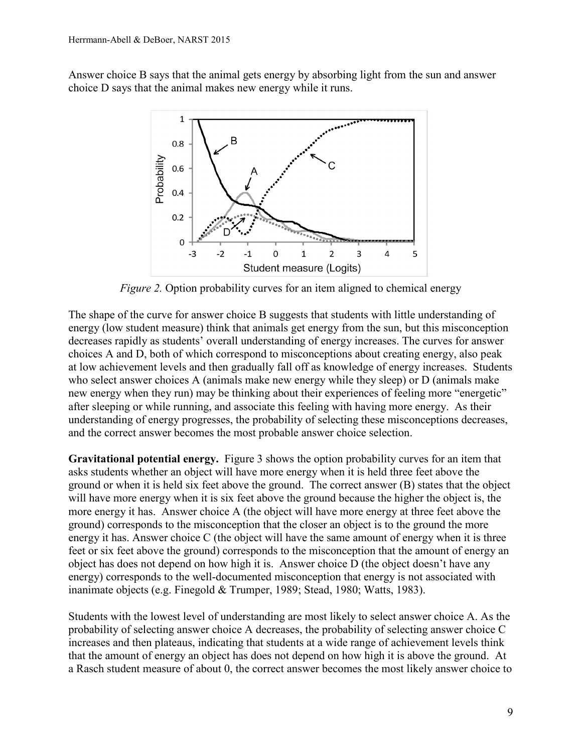Answer choice B says that the animal gets energy by absorbing light from the sun and answer choice D says that the animal makes new energy while it runs.

*Figure 2.* Option probability curves for an item aligned to chemical energy

The shape of the curve for answer choice B suggests that students with little understanding of energy (low student measure) think that animals get energy from the sun, but this misconception decreases rapidly as students' overall understanding of energy increases. The curves for answer choices A and D, both of which correspond to misconceptions about creating energy, also peak at low achievement levels and then gradually fall off as knowledge of energy increases. Students who select answer choices A (animals make new energy while they sleep) or D (animals make new energy when they run) may be thinking about their experiences of feeling more "energetic" after sleeping or while running, and associate this feeling with having more energy. As their understanding of energy progresses, the probability of selecting these misconceptions decreases, and the correct answer becomes the most probable answer choice selection.

**Gravitational potential energy.** Figure 3 shows the option probability curves for an item that asks students whether an object will have more energy when it is held three feet above the ground or when it is held six feet above the ground. The correct answer (B) states that the object will have more energy when it is six feet above the ground because the higher the object is, the more energy it has. Answer choice A (the object will have more energy at three feet above the ground) corresponds to the misconception that the closer an object is to the ground the more energy it has. Answer choice C (the object will have the same amount of energy when it is three feet or six feet above the ground) corresponds to the misconception that the amount of energy an object has does not depend on how high it is. Answer choice D (the object doesn't have any energy) corresponds to the well-documented misconception that energy is not associated with inanimate objects (e.g. Finegold & Trumper, 1989; Stead, 1980; Watts, 1983).

Students with the lowest level of understanding are most likely to select answer choice A. As the probability of selecting answer choice A decreases, the probability of selecting answer choice C increases and then plateaus, indicating that students at a wide range of achievement levels think that the amount of energy an object has does not depend on how high it is above the ground. At a Rasch student measure of about 0, the correct answer becomes the most likely answer choice to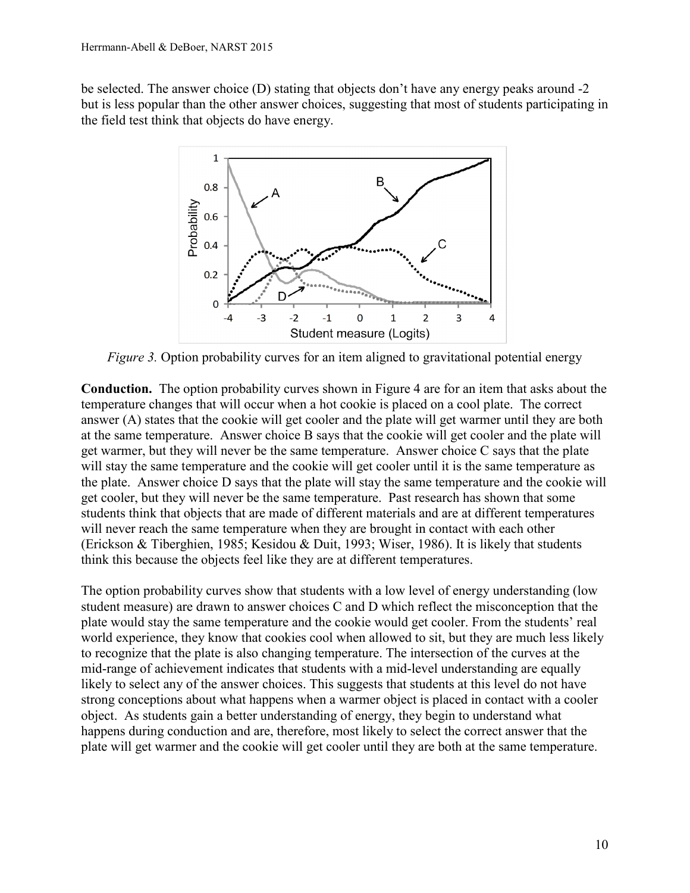be selected. The answer choice (D) stating that objects don't have any energy peaks around -2 but is less popular than the other answer choices, suggesting that most of students participating in the field test think that objects do have energy.

*Figure 3.* Option probability curves for an item aligned to gravitational potential energy

**Conduction.** The option probability curves shown in Figure 4 are for an item that asks about the temperature changes that will occur when a hot cookie is placed on a cool plate. The correct answer (A) states that the cookie will get cooler and the plate will get warmer until they are both at the same temperature. Answer choice B says that the cookie will get cooler and the plate will get warmer, but they will never be the same temperature. Answer choice C says that the plate will stay the same temperature and the cookie will get cooler until it is the same temperature as the plate. Answer choice D says that the plate will stay the same temperature and the cookie will get cooler, but they will never be the same temperature. Past research has shown that some students think that objects that are made of different materials and are at different temperatures will never reach the same temperature when they are brought in contact with each other (Erickson & Tiberghien, 1985; Kesidou & Duit, 1993; Wiser, 1986). It is likely that students think this because the objects feel like they are at different temperatures.

The option probability curves show that students with a low level of energy understanding (low student measure) are drawn to answer choices C and D which reflect the misconception that the plate would stay the same temperature and the cookie would get cooler. From the students' real world experience, they know that cookies cool when allowed to sit, but they are much less likely to recognize that the plate is also changing temperature. The intersection of the curves at the mid-range of achievement indicates that students with a mid-level understanding are equally likely to select any of the answer choices. This suggests that students at this level do not have strong conceptions about what happens when a warmer object is placed in contact with a cooler object. As students gain a better understanding of energy, they begin to understand what happens during conduction and are, therefore, most likely to select the correct answer that the plate will get warmer and the cookie will get cooler until they are both at the same temperature.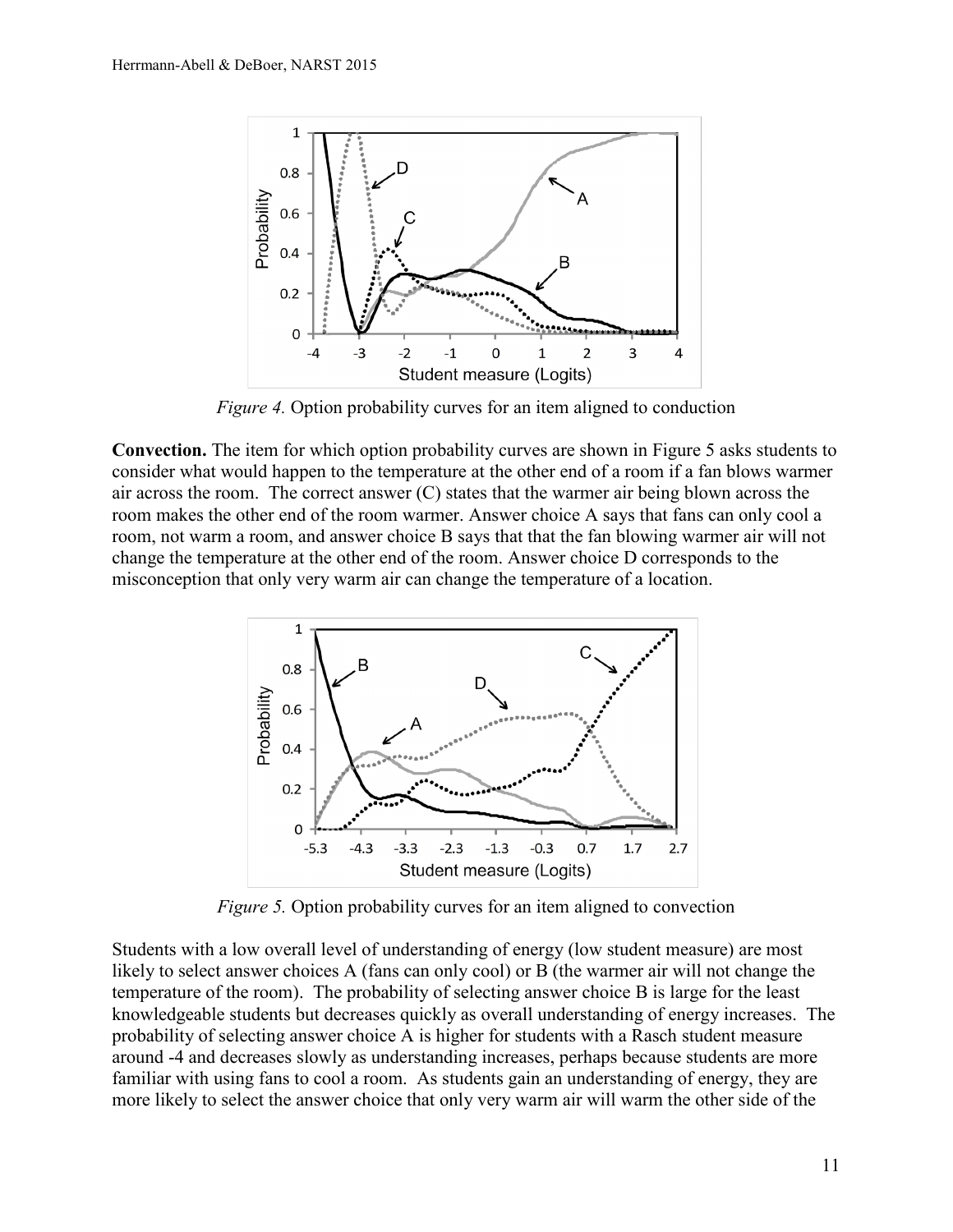*Figure 4.* Option probability curves for an item aligned to conduction

**Convection.** The item for which option probability curves are shown in Figure 5 asks students to consider what would happen to the temperature at the other end of a room if a fan blows warmer air across the room. The correct answer (C) states that the warmer air being blown across the room makes the other end of the room warmer. Answer choice A says that fans can only cool a room, not warm a room, and answer choice B says that that the fan blowing warmer air will not change the temperature at the other end of the room. Answer choice D corresponds to the misconception that only very warm air can change the temperature of a location.

*Figure 5.* Option probability curves for an item aligned to convection

Students with a low overall level of understanding of energy (low student measure) are most likely to select answer choices A (fans can only cool) or B (the warmer air will not change the temperature of the room). The probability of selecting answer choice B is large for the least knowledgeable students but decreases quickly as overall understanding of energy increases. The probability of selecting answer choice A is higher for students with a Rasch student measure around -4 and decreases slowly as understanding increases, perhaps because students are more familiar with using fans to cool a room. As students gain an understanding of energy, they are more likely to select the answer choice that only very warm air will warm the other side of the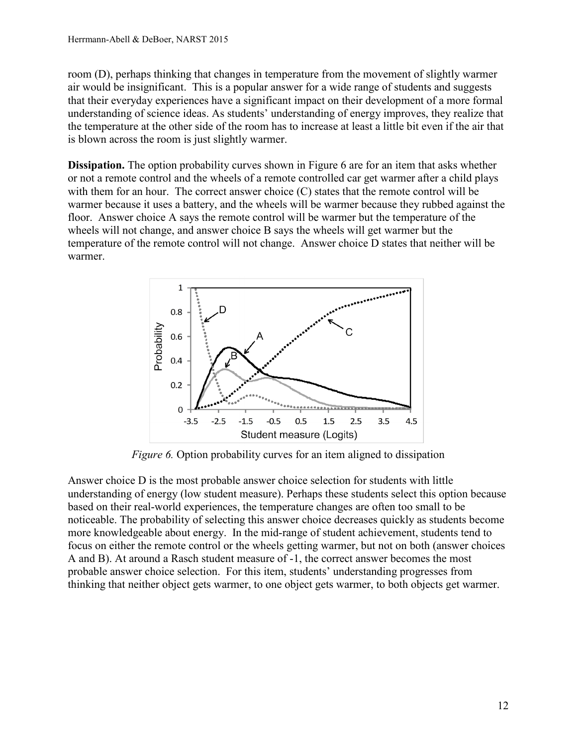room (D), perhaps thinking that changes in temperature from the movement of slightly warmer air would be insignificant. This is a popular answer for a wide range of students and suggests that their everyday experiences have a significant impact on their development of a more formal understanding of science ideas. As students' understanding of energy improves, they realize that the temperature at the other side of the room has to increase at least a little bit even if the air that is blown across the room is just slightly warmer.

**Dissipation.** The option probability curves shown in Figure 6 are for an item that asks whether or not a remote control and the wheels of a remote controlled car get warmer after a child plays with them for an hour. The correct answer choice (C) states that the remote control will be warmer because it uses a battery, and the wheels will be warmer because they rubbed against the floor. Answer choice A says the remote control will be warmer but the temperature of the wheels will not change, and answer choice B says the wheels will get warmer but the temperature of the remote control will not change. Answer choice D states that neither will be warmer.

*Figure 6.* Option probability curves for an item aligned to dissipation

Answer choice D is the most probable answer choice selection for students with little understanding of energy (low student measure). Perhaps these students select this option because based on their real-world experiences, the temperature changes are often too small to be noticeable. The probability of selecting this answer choice decreases quickly as students become more knowledgeable about energy. In the mid-range of student achievement, students tend to focus on either the remote control or the wheels getting warmer, but not on both (answer choices A and B). At around a Rasch student measure of -1, the correct answer becomes the most probable answer choice selection. For this item, students' understanding progresses from thinking that neither object gets warmer, to one object gets warmer, to both objects get warmer.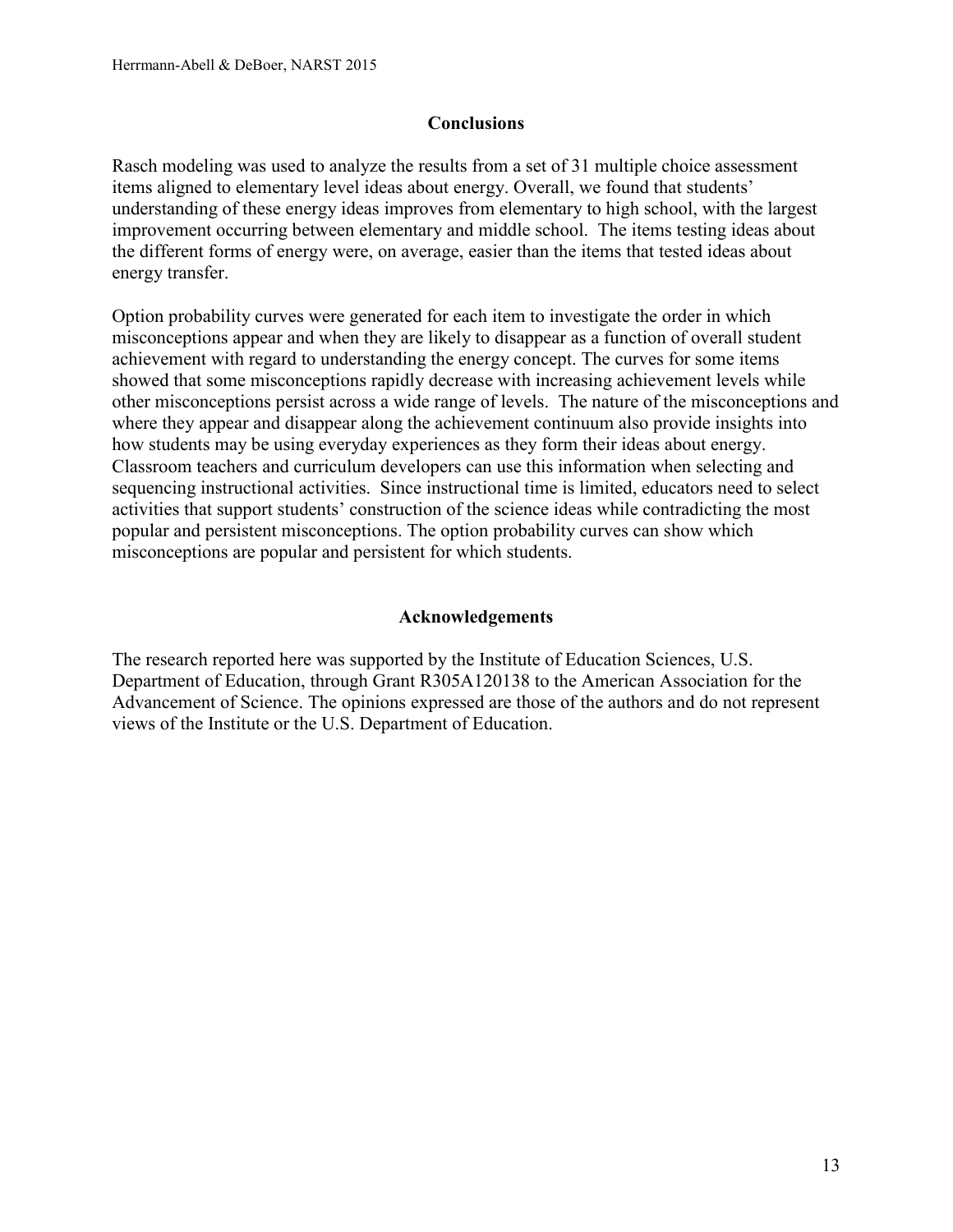## Conclusions

Rasch modeling was used to analyze the results from a set of 31 multiple choice assessment items aligned to elementary level ideas about energy. Overall, we found that students' understanding of these energy ideas improves from elementary to high school, with the largest improvement occurring between elementary and middle school. The items testing ideas about the different forms of energy were, on average, easier than the items that tested ideas about energy transfer.

Option probability curves were generated for each item to investigate the order in which misconceptions appear and when they are likely to disappear as a function of overall student achievement with regard to understanding the energy concept. The curves for some items showed that some misconceptions rapidly decrease with increasing achievement levels while other misconceptions persist across a wide range of levels. The nature of the misconceptions and where they appear and disappear along the achievement continuum also provide insights into how students may be using everyday experiences as they form their ideas about energy. Classroom teachers and curriculum developers can use this information when selecting and sequencing instructional activities. Since instructional time is limited, educators need to select activities that support students' construction of the science ideas while contradicting the most popular and persistent misconceptions. The option probability curves can show which misconceptions are popular and persistent for which students.

## Acknowledgements

The research reported here was supported by the Institute of Education Sciences, U.S. Department of Education, through Grant R305A120138 to the American Association for the Advancement of Science. The opinions expressed are those of the authors and do not represent views of the Institute or the U.S. Department of Education.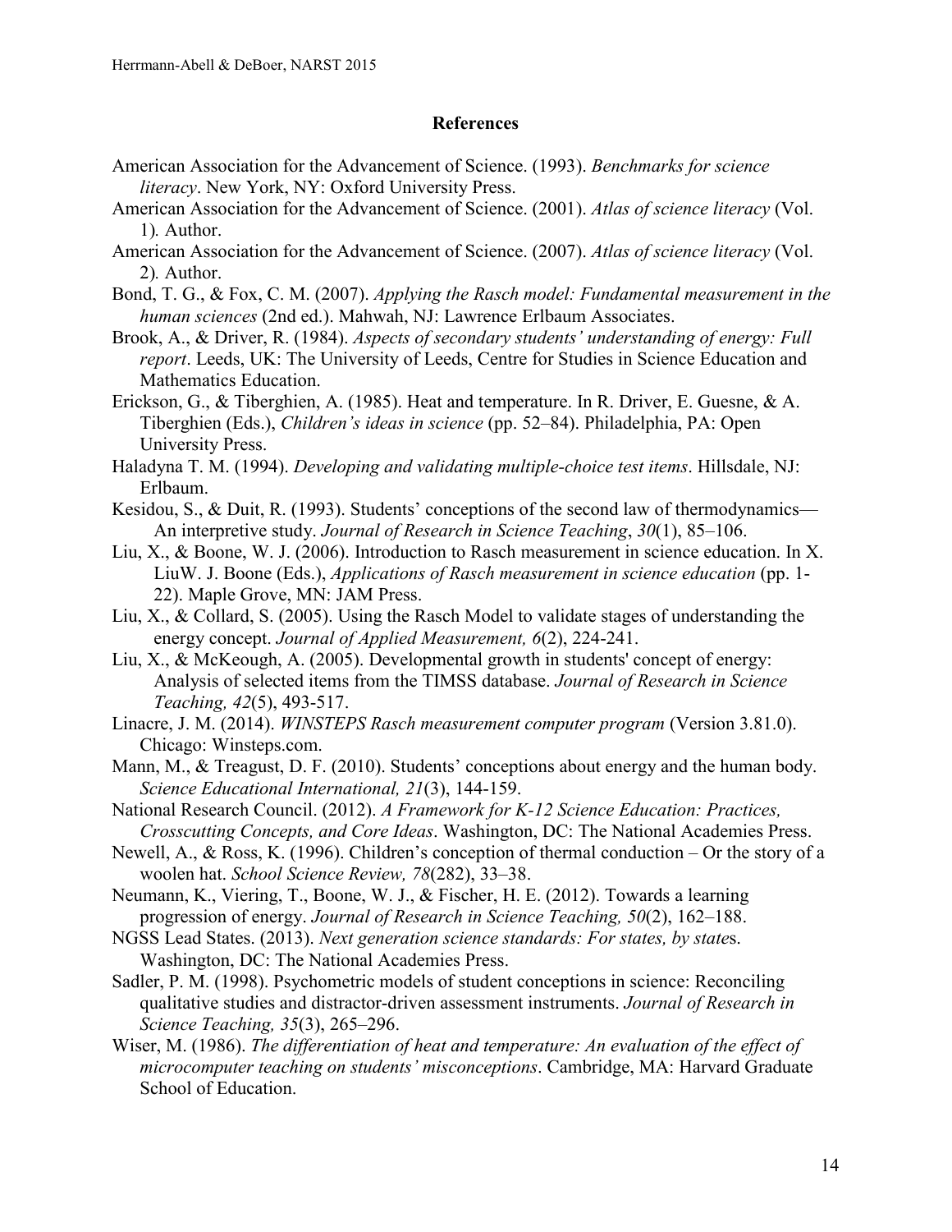## References

American Association for the Advancement of Science. (1993). *Benchmarks for science literacy*. New York, NY: Oxford University Press.

American Association for the Advancement of Science. (2001). *Atlas of science literacy* (Vol. 1). Author.

American Association for the Advancement of Science. (2007). *Atlas of science literacy* (Vol. 2). Author.

Bond, T. G., & Fox, C. M. (2007). *Applying the Rasch model: Fundamental measurement in the human sciences* (2nd ed.). Mahwah, NJ: Lawrence Erlbaum Associates.

Brook, A., & Driver, R. (1984). *Aspects of secondary students' understanding of energy: Full report*. Leeds, UK: The University of Leeds, Centre for Studies in Science Education and Mathematics Education.

Erickson, G., & Tiberghien, A. (1985). Heat and temperature. In R. Driver, E. Guesne, & A. Tiberghien (Eds.), *Children's ideas in science* (pp. 52–84). Philadelphia, PA: Open University Press.

Haladyna T. M. (1994). *Developing and validating multiple-choice test items*. Hillsdale, NJ: Erlbaum.

Kesidou, S., & Duit, R. (1993). Students' conceptions of the second law of thermodynamics—An interpretive study. *Journal of Research in Science Teaching*, *30*(1), 85–106.

Liu, X., & Boone, W. J. (2006). Introduction to Rasch measurement in science education. In X. LiuW. J. Boone (Eds.), *Applications of Rasch measurement in science education* (pp. 1-22). Maple Grove, MN: JAM Press.

Liu, X., & Collard, S. (2005). Using the Rasch Model to validate stages of understanding the energy concept. *Journal of Applied Measurement, 6*(2), 224-241.

Liu, X., & McKeough, A. (2005). Developmental growth in students' concept of energy: Analysis of selected items from the TIMSS database. *Journal of Research in Science Teaching, 42*(5), 493-517.

Linacre, J. M. (2014). *WINSTEPS Rasch measurement computer program* (Version 3.81.0). Chicago: Winsteps.com.

Mann, M., & Treagust, D. F. (2010). Students' conceptions about energy and the human body. *Science Educational International, 21*(3), 144-159.

National Research Council. (2012). *A Framework for K-12 Science Education: Practices, Crosscutting Concepts, and Core Ideas*. Washington, DC: The National Academies Press.

Newell, A., & Ross, K. (1996). Children's conception of thermal conduction – Or the story of a woolen hat. *School Science Review, 78*(282), 33–38.

Neumann, K., Viering, T., Boone, W. J., & Fischer, H. E. (2012). Towards a learning progression of energy. *Journal of Research in Science Teaching, 50*(2), 162–188.

NGSS Lead States. (2013). *Next generation science standards: For states, by states*. Washington, DC: The National Academies Press.

Sadler, P. M. (1998). Psychometric models of student conceptions in science: Reconciling qualitative studies and distractor-driven assessment instruments. *Journal of Research in Science Teaching, 35*(3), 265–296.

Wiser, M. (1986). *The differentiation of heat and temperature: An evaluation of the effect of microcomputer teaching on students' misconceptions*. Cambridge, MA: Harvard Graduate School of Education.